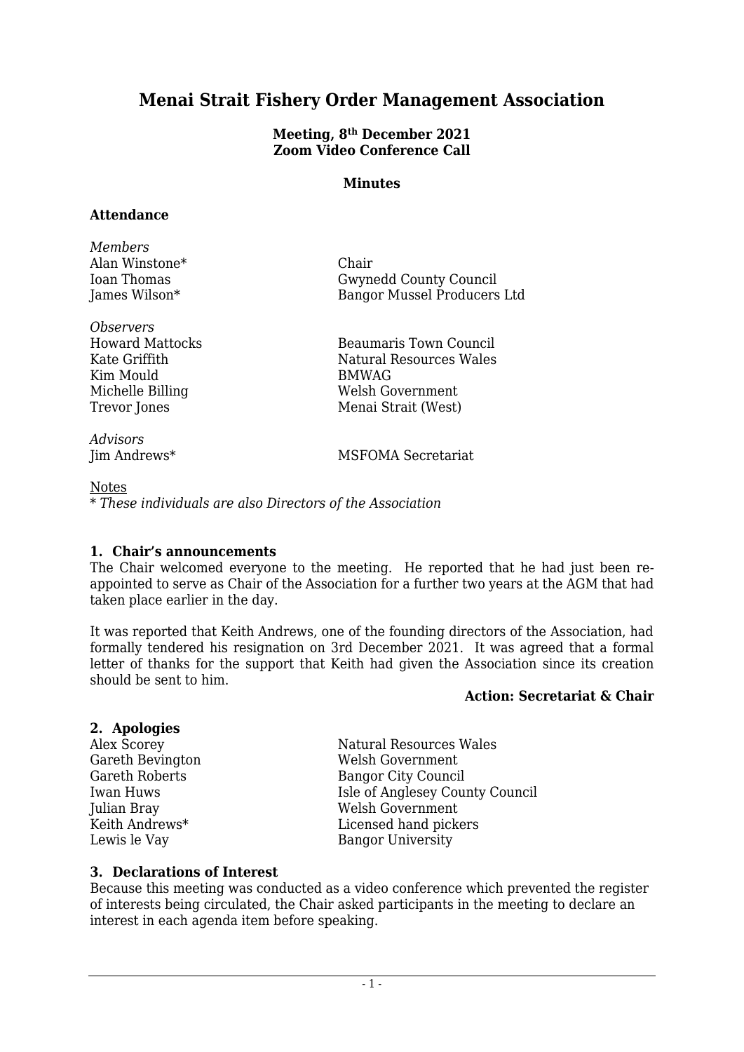# Menai Strait Fishery Order Management Association

**Meeting, 8th December 2021**
**Zoom Video Conference Call**

**Minutes**

**Attendance**

*Members*

| | |
|---|---|
| Alan Winstone* | Chair |
| Ioan Thomas | Gwynedd County Council |
| James Wilson* | Bangor Mussel Producers Ltd |

*Observers*

| | |
|---|---|
| Howard Mattocks | Beaumaris Town Council |
| Kate Griffith | Natural Resources Wales |
| Kim Mould | BMWAG |
| Michelle Billing | Welsh Government |
| Trevor Jones | Menai Strait (West) |

*Advisors*

| | |
|---|---|
| Jim Andrews* | MSFOMA Secretariat |

Notes
* *These individuals are also Directors of the Association*

### 1. Chair's announcements

The Chair welcomed everyone to the meeting. He reported that he had just been re-appointed to serve as Chair of the Association for a further two years at the AGM that had taken place earlier in the day.

It was reported that Keith Andrews, one of the founding directors of the Association, had formally tendered his resignation on 3rd December 2021. It was agreed that a formal letter of thanks for the support that Keith had given the Association since its creation should be sent to him.

**Action: Secretariat & Chair**

### 2. Apologies

| | |
|---|---|
| Alex Scorey | Natural Resources Wales |
| Gareth Bevington | Welsh Government |
| Gareth Roberts | Bangor City Council |
| Iwan Huws | Isle of Anglesey County Council |
| Julian Bray | Welsh Government |
| Keith Andrews* | Licensed hand pickers |
| Lewis le Vay | Bangor University |

### 3. Declarations of Interest

Because this meeting was conducted as a video conference which prevented the register of interests being circulated, the Chair asked participants in the meeting to declare an interest in each agenda item before speaking.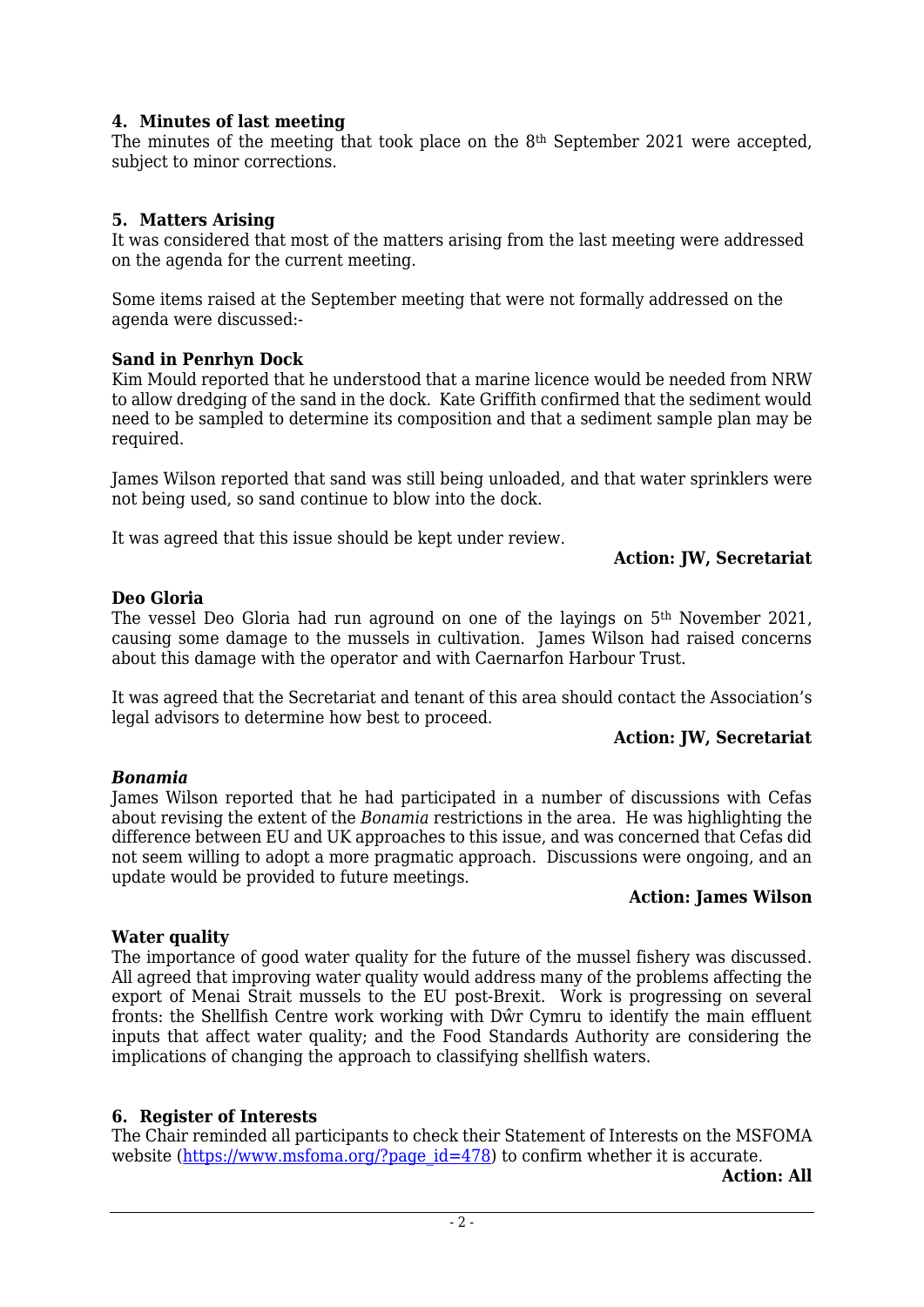## 4. Minutes of last meeting

The minutes of the meeting that took place on the 8th September 2021 were accepted, subject to minor corrections.

## 5. Matters Arising

It was considered that most of the matters arising from the last meeting were addressed on the agenda for the current meeting.

Some items raised at the September meeting that were not formally addressed on the agenda were discussed:-

**Sand in Penrhyn Dock**

Kim Mould reported that he understood that a marine licence would be needed from NRW to allow dredging of the sand in the dock. Kate Griffith confirmed that the sediment would need to be sampled to determine its composition and that a sediment sample plan may be required.

James Wilson reported that sand was still being unloaded, and that water sprinklers were not being used, so sand continue to blow into the dock.

It was agreed that this issue should be kept under review.

**Action: JW, Secretariat**

**Deo Gloria**

The vessel Deo Gloria had run aground on one of the layings on 5th November 2021, causing some damage to the mussels in cultivation. James Wilson had raised concerns about this damage with the operator and with Caernarfon Harbour Trust.

It was agreed that the Secretariat and tenant of this area should contact the Association's legal advisors to determine how best to proceed.

**Action: JW, Secretariat**

***Bonamia***

James Wilson reported that he had participated in a number of discussions with Cefas about revising the extent of the *Bonamia* restrictions in the area. He was highlighting the difference between EU and UK approaches to this issue, and was concerned that Cefas did not seem willing to adopt a more pragmatic approach. Discussions were ongoing, and an update would be provided to future meetings.

**Action: James Wilson**

**Water quality**

The importance of good water quality for the future of the mussel fishery was discussed. All agreed that improving water quality would address many of the problems affecting the export of Menai Strait mussels to the EU post-Brexit. Work is progressing on several fronts: the Shellfish Centre work working with Dŵr Cymru to identify the main effluent inputs that affect water quality; and the Food Standards Authority are considering the implications of changing the approach to classifying shellfish waters.

## 6. Register of Interests

The Chair reminded all participants to check their Statement of Interests on the MSFOMA website (https://www.msfoma.org/?page_id=478) to confirm whether it is accurate.

**Action: All**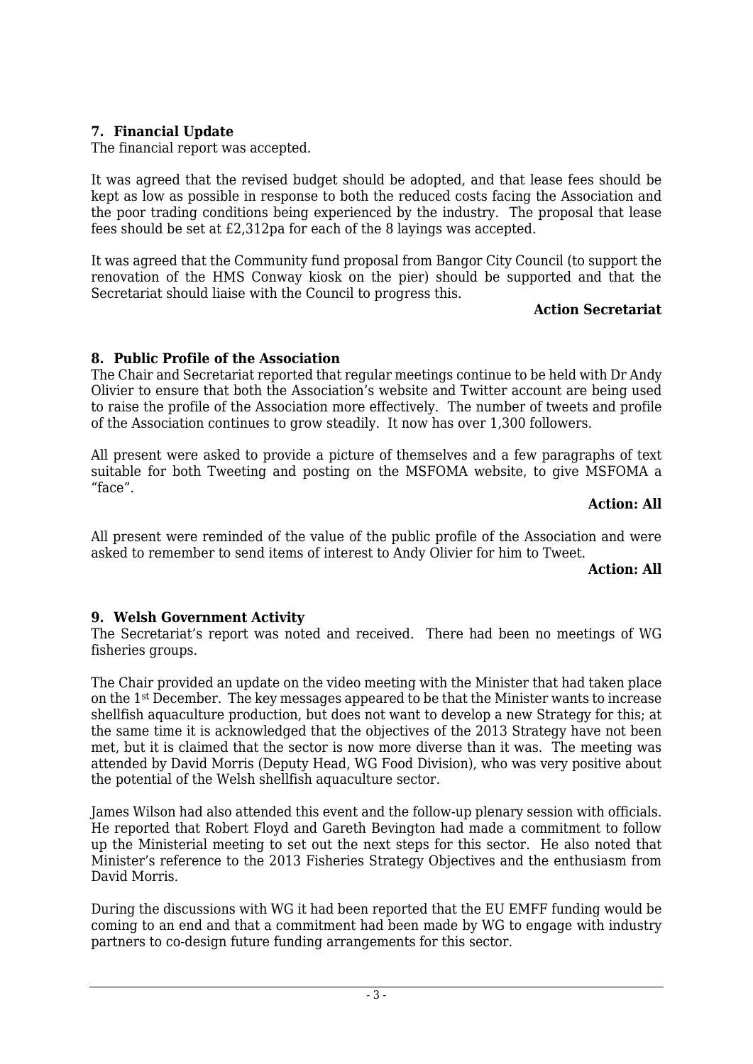## 7. Financial Update

The financial report was accepted.

It was agreed that the revised budget should be adopted, and that lease fees should be kept as low as possible in response to both the reduced costs facing the Association and the poor trading conditions being experienced by the industry. The proposal that lease fees should be set at £2,312pa for each of the 8 layings was accepted.

It was agreed that the Community fund proposal from Bangor City Council (to support the renovation of the HMS Conway kiosk on the pier) should be supported and that the Secretariat should liaise with the Council to progress this.

**Action Secretariat**

## 8. Public Profile of the Association

The Chair and Secretariat reported that regular meetings continue to be held with Dr Andy Olivier to ensure that both the Association's website and Twitter account are being used to raise the profile of the Association more effectively. The number of tweets and profile of the Association continues to grow steadily. It now has over 1,300 followers.

All present were asked to provide a picture of themselves and a few paragraphs of text suitable for both Tweeting and posting on the MSFOMA website, to give MSFOMA a "face".

**Action: All**

All present were reminded of the value of the public profile of the Association and were asked to remember to send items of interest to Andy Olivier for him to Tweet.

**Action: All**

## 9. Welsh Government Activity

The Secretariat's report was noted and received. There had been no meetings of WG fisheries groups.

The Chair provided an update on the video meeting with the Minister that had taken place on the 1st December. The key messages appeared to be that the Minister wants to increase shellfish aquaculture production, but does not want to develop a new Strategy for this; at the same time it is acknowledged that the objectives of the 2013 Strategy have not been met, but it is claimed that the sector is now more diverse than it was. The meeting was attended by David Morris (Deputy Head, WG Food Division), who was very positive about the potential of the Welsh shellfish aquaculture sector.

James Wilson had also attended this event and the follow-up plenary session with officials. He reported that Robert Floyd and Gareth Bevington had made a commitment to follow up the Ministerial meeting to set out the next steps for this sector. He also noted that Minister's reference to the 2013 Fisheries Strategy Objectives and the enthusiasm from David Morris.

During the discussions with WG it had been reported that the EU EMFF funding would be coming to an end and that a commitment had been made by WG to engage with industry partners to co-design future funding arrangements for this sector.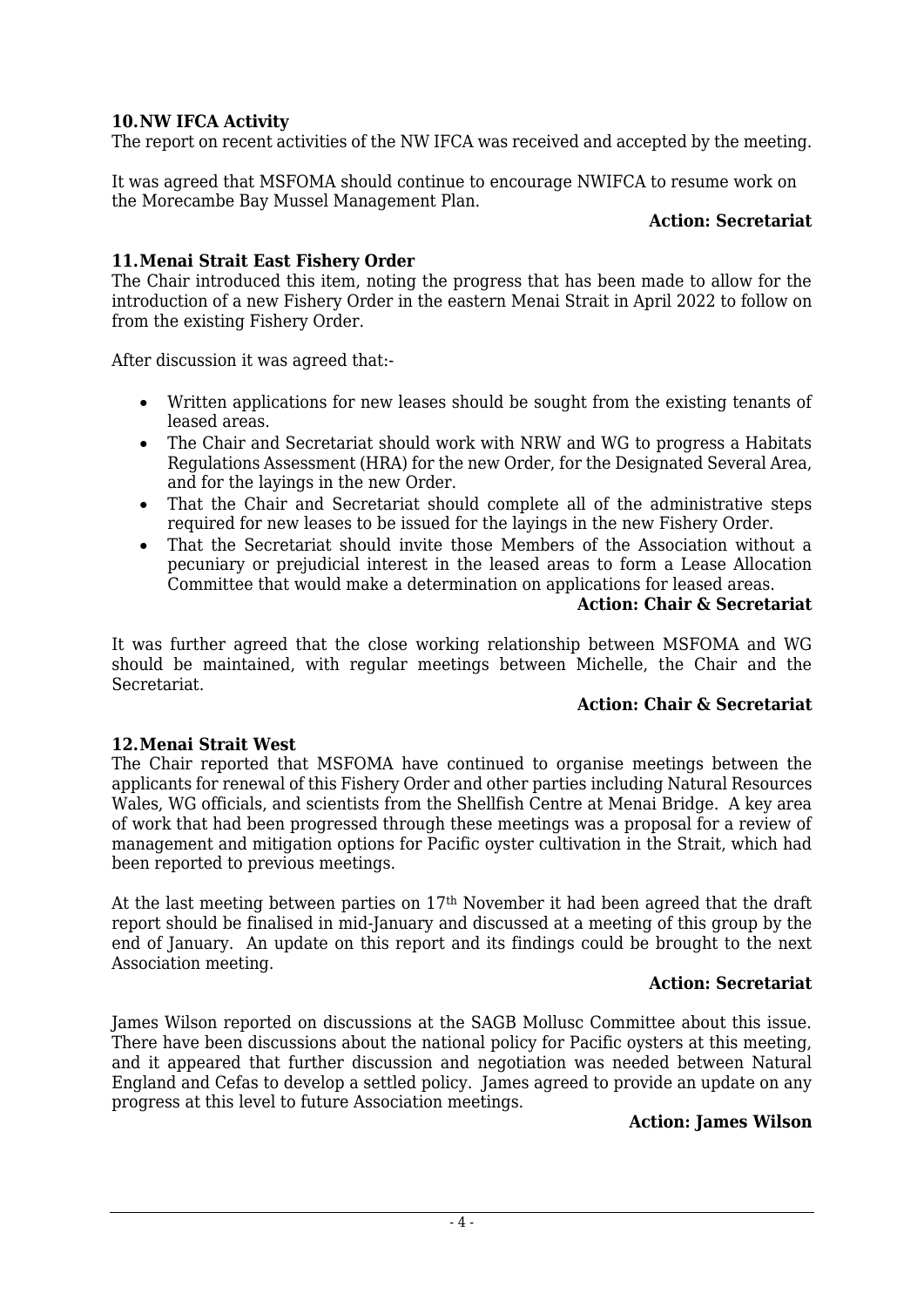## 10. NW IFCA Activity

The report on recent activities of the NW IFCA was received and accepted by the meeting.

It was agreed that MSFOMA should continue to encourage NWIFCA to resume work on the Morecambe Bay Mussel Management Plan.

**Action: Secretariat**

## 11. Menai Strait East Fishery Order

The Chair introduced this item, noting the progress that has been made to allow for the introduction of a new Fishery Order in the eastern Menai Strait in April 2022 to follow on from the existing Fishery Order.

After discussion it was agreed that:-

- Written applications for new leases should be sought from the existing tenants of leased areas.
- The Chair and Secretariat should work with NRW and WG to progress a Habitats Regulations Assessment (HRA) for the new Order, for the Designated Several Area, and for the layings in the new Order.
- That the Chair and Secretariat should complete all of the administrative steps required for new leases to be issued for the layings in the new Fishery Order.
- That the Secretariat should invite those Members of the Association without a pecuniary or prejudicial interest in the leased areas to form a Lease Allocation Committee that would make a determination on applications for leased areas.

**Action: Chair & Secretariat**

It was further agreed that the close working relationship between MSFOMA and WG should be maintained, with regular meetings between Michelle, the Chair and the Secretariat.

**Action: Chair & Secretariat**

## 12. Menai Strait West

The Chair reported that MSFOMA have continued to organise meetings between the applicants for renewal of this Fishery Order and other parties including Natural Resources Wales, WG officials, and scientists from the Shellfish Centre at Menai Bridge. A key area of work that had been progressed through these meetings was a proposal for a review of management and mitigation options for Pacific oyster cultivation in the Strait, which had been reported to previous meetings.

At the last meeting between parties on 17th November it had been agreed that the draft report should be finalised in mid-January and discussed at a meeting of this group by the end of January. An update on this report and its findings could be brought to the next Association meeting.

**Action: Secretariat**

James Wilson reported on discussions at the SAGB Mollusc Committee about this issue. There have been discussions about the national policy for Pacific oysters at this meeting, and it appeared that further discussion and negotiation was needed between Natural England and Cefas to develop a settled policy. James agreed to provide an update on any progress at this level to future Association meetings.

**Action: James Wilson**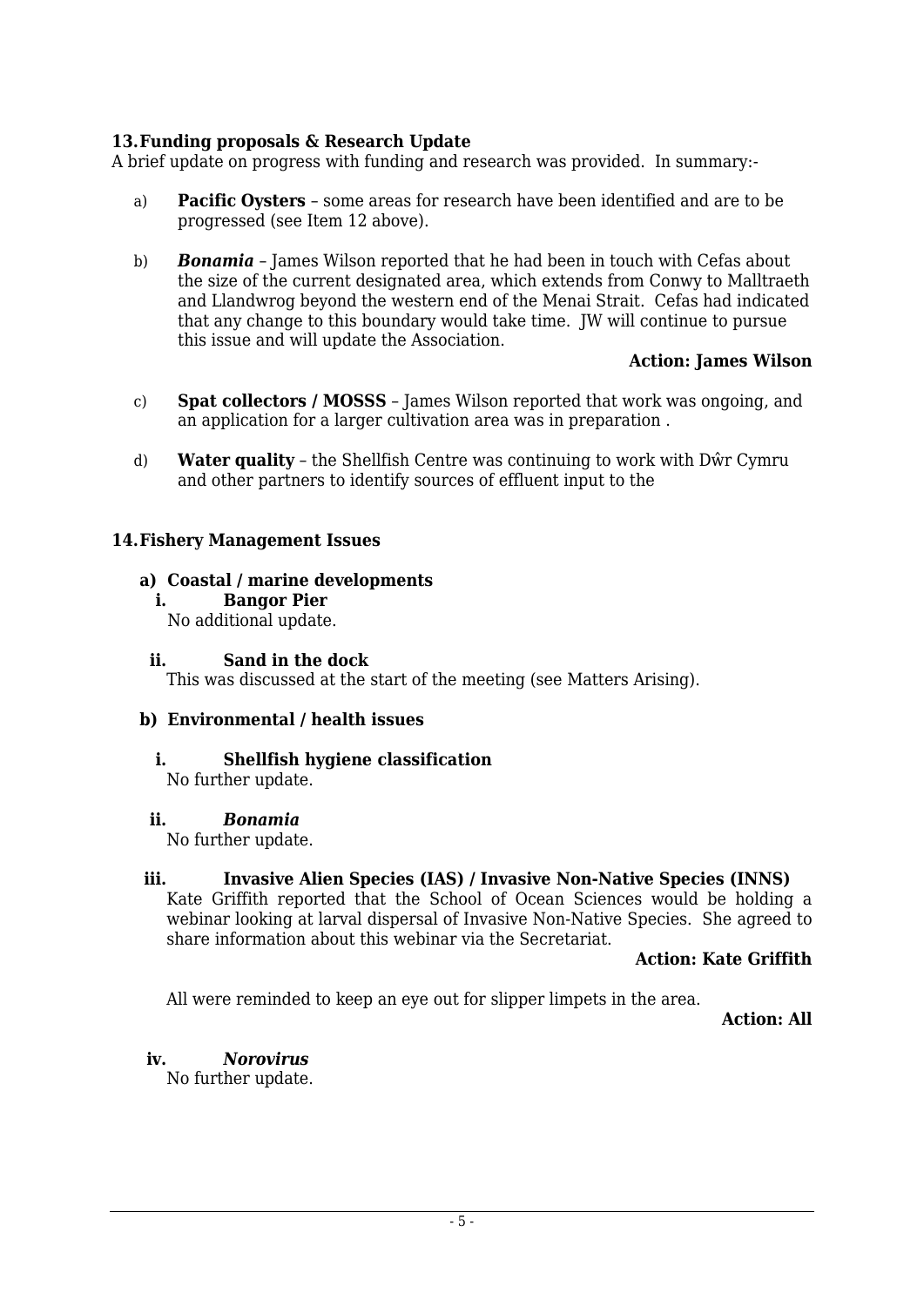## 13. Funding proposals & Research Update

A brief update on progress with funding and research was provided. In summary:-

a) **Pacific Oysters** – some areas for research have been identified and are to be progressed (see Item 12 above).

b) ***Bonamia*** – James Wilson reported that he had been in touch with Cefas about the size of the current designated area, which extends from Conwy to Malltraeth and Llandwrog beyond the western end of the Menai Strait. Cefas had indicated that any change to this boundary would take time. JW will continue to pursue this issue and will update the Association.

**Action: James Wilson**

c) **Spat collectors / MOSSS** – James Wilson reported that work was ongoing, and an application for a larger cultivation area was in preparation .

d) **Water quality** – the Shellfish Centre was continuing to work with Dŵr Cymru and other partners to identify sources of effluent input to the

## 14. Fishery Management Issues

### a) Coastal / marine developments

**i. Bangor Pier**

No additional update.

**ii. Sand in the dock**

This was discussed at the start of the meeting (see Matters Arising).

### b) Environmental / health issues

**i. Shellfish hygiene classification**

No further update.

**ii. *Bonamia***

No further update.

**iii. Invasive Alien Species (IAS) / Invasive Non-Native Species (INNS)**

Kate Griffith reported that the School of Ocean Sciences would be holding a webinar looking at larval dispersal of Invasive Non-Native Species. She agreed to share information about this webinar via the Secretariat.

**Action: Kate Griffith**

All were reminded to keep an eye out for slipper limpets in the area.

**Action: All**

**iv. *Norovirus***

No further update.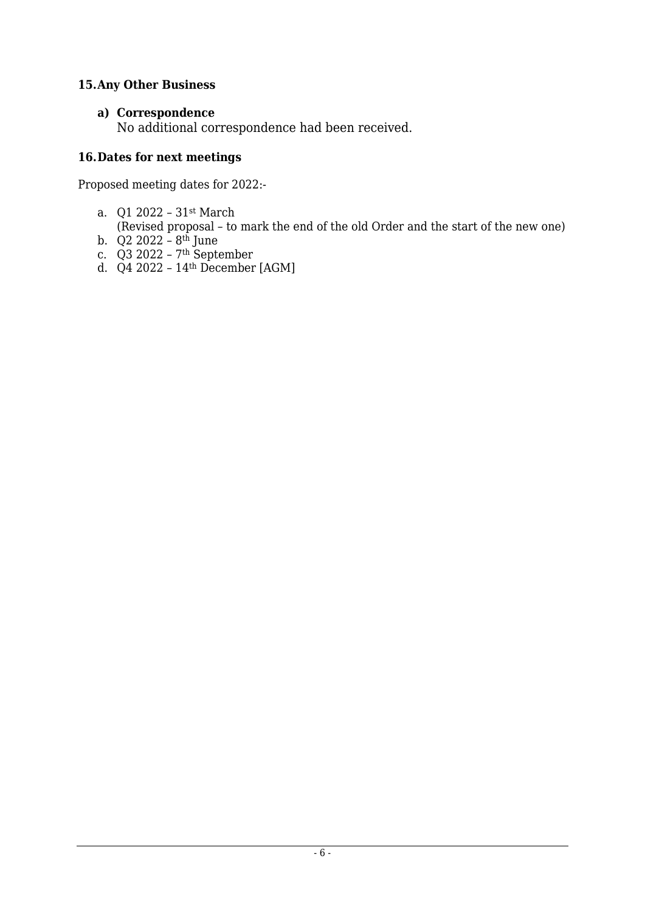## 15. Any Other Business

**a) Correspondence**

No additional correspondence had been received.

## 16. Dates for next meetings

Proposed meeting dates for 2022:-

a. Q1 2022 – 31st March
   (Revised proposal – to mark the end of the old Order and the start of the new one)
b. Q2 2022 – 8th June
c. Q3 2022 – 7th September
d. Q4 2022 – 14th December [AGM]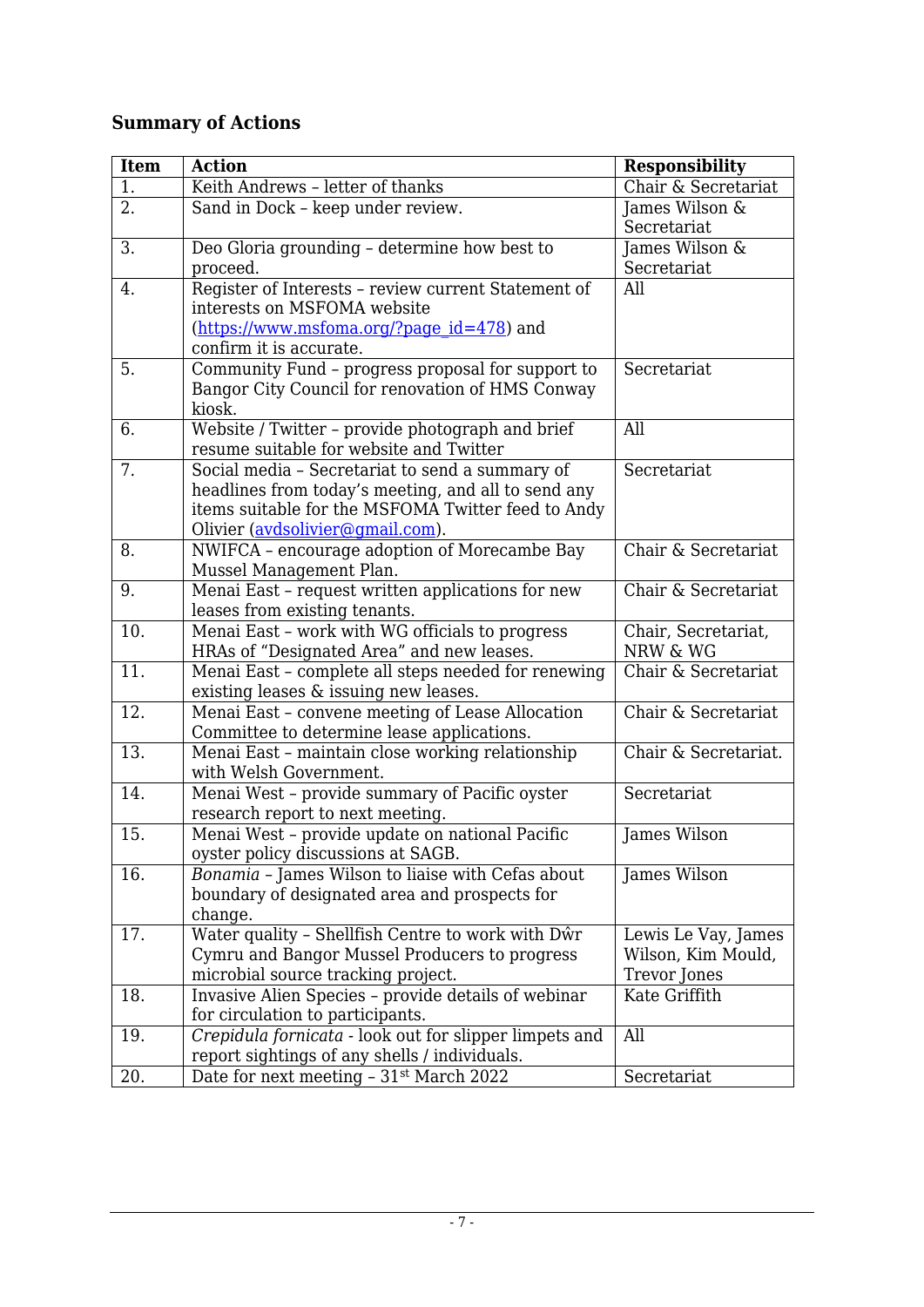### Summary of Actions

| Item | Action | Responsibility |
|---|---|---|
| 1. | Keith Andrews – letter of thanks | Chair & Secretariat |
| 2. | Sand in Dock – keep under review. | James Wilson & Secretariat |
| 3. | Deo Gloria grounding – determine how best to proceed. | James Wilson & Secretariat |
| 4. | Register of Interests – review current Statement of interests on MSFOMA website (https://www.msfoma.org/?page_id=478) and confirm it is accurate. | All |
| 5. | Community Fund – progress proposal for support to Bangor City Council for renovation of HMS Conway kiosk. | Secretariat |
| 6. | Website / Twitter – provide photograph and brief resume suitable for website and Twitter | All |
| 7. | Social media – Secretariat to send a summary of headlines from today's meeting, and all to send any items suitable for the MSFOMA Twitter feed to Andy Olivier (avdsolivier@gmail.com). | Secretariat |
| 8. | NWIFCA – encourage adoption of Morecambe Bay Mussel Management Plan. | Chair & Secretariat |
| 9. | Menai East – request written applications for new leases from existing tenants. | Chair & Secretariat |
| 10. | Menai East – work with WG officials to progress HRAs of "Designated Area" and new leases. | Chair, Secretariat, NRW & WG |
| 11. | Menai East – complete all steps needed for renewing existing leases & issuing new leases. | Chair & Secretariat |
| 12. | Menai East – convene meeting of Lease Allocation Committee to determine lease applications. | Chair & Secretariat |
| 13. | Menai East – maintain close working relationship with Welsh Government. | Chair & Secretariat. |
| 14. | Menai West – provide summary of Pacific oyster research report to next meeting. | Secretariat |
| 15. | Menai West – provide update on national Pacific oyster policy discussions at SAGB. | James Wilson |
| 16. | *Bonamia* – James Wilson to liaise with Cefas about boundary of designated area and prospects for change. | James Wilson |
| 17. | Water quality – Shellfish Centre to work with Dŵr Cymru and Bangor Mussel Producers to progress microbial source tracking project. | Lewis Le Vay, James Wilson, Kim Mould, Trevor Jones |
| 18. | Invasive Alien Species – provide details of webinar for circulation to participants. | Kate Griffith |
| 19. | *Crepidula fornicata* - look out for slipper limpets and report sightings of any shells / individuals. | All |
| 20. | Date for next meeting – 31st March 2022 | Secretariat |